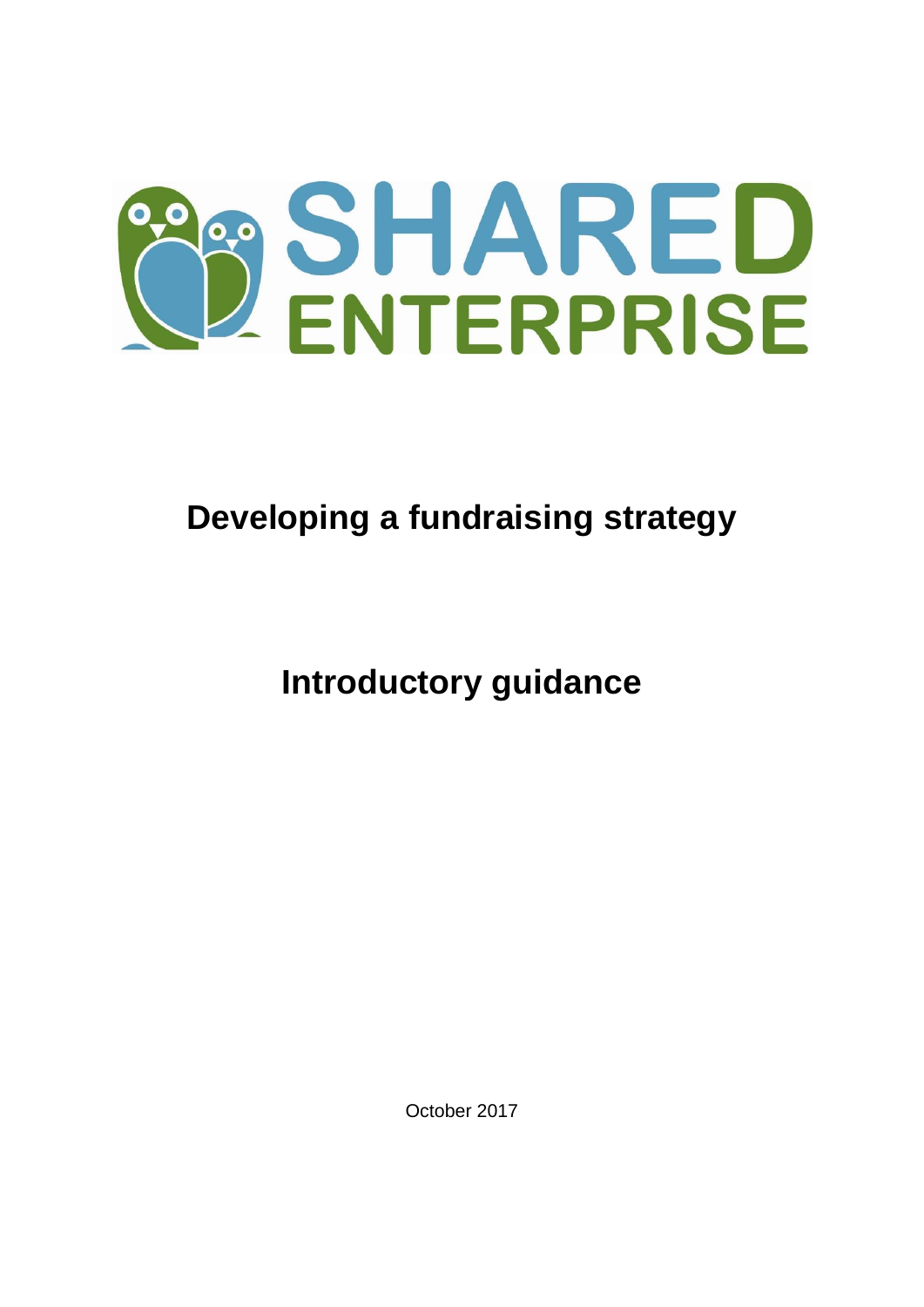SHARED ENTERPRISE

# Developing a fundraising strategy

## Introductory guidance

October 2017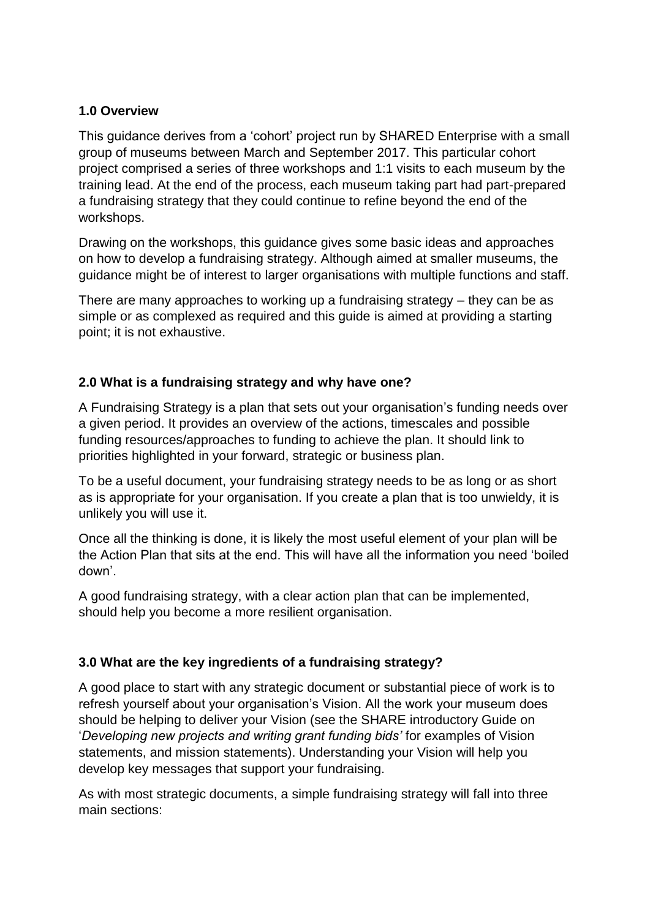## 1.0 Overview

This guidance derives from a 'cohort' project run by SHARED Enterprise with a small group of museums between March and September 2017. This particular cohort project comprised a series of three workshops and 1:1 visits to each museum by the training lead. At the end of the process, each museum taking part had part-prepared a fundraising strategy that they could continue to refine beyond the end of the workshops.

Drawing on the workshops, this guidance gives some basic ideas and approaches on how to develop a fundraising strategy. Although aimed at smaller museums, the guidance might be of interest to larger organisations with multiple functions and staff.

There are many approaches to working up a fundraising strategy – they can be as simple or as complexed as required and this guide is aimed at providing a starting point; it is not exhaustive.

## 2.0 What is a fundraising strategy and why have one?

A Fundraising Strategy is a plan that sets out your organisation's funding needs over a given period. It provides an overview of the actions, timescales and possible funding resources/approaches to funding to achieve the plan. It should link to priorities highlighted in your forward, strategic or business plan.

To be a useful document, your fundraising strategy needs to be as long or as short as is appropriate for your organisation. If you create a plan that is too unwieldy, it is unlikely you will use it.

Once all the thinking is done, it is likely the most useful element of your plan will be the Action Plan that sits at the end. This will have all the information you need 'boiled down'.

A good fundraising strategy, with a clear action plan that can be implemented, should help you become a more resilient organisation.

## 3.0 What are the key ingredients of a fundraising strategy?

A good place to start with any strategic document or substantial piece of work is to refresh yourself about your organisation's Vision. All the work your museum does should be helping to deliver your Vision (see the SHARE introductory Guide on '*Developing new projects and writing grant funding bids'* for examples of Vision statements, and mission statements). Understanding your Vision will help you develop key messages that support your fundraising.

As with most strategic documents, a simple fundraising strategy will fall into three main sections: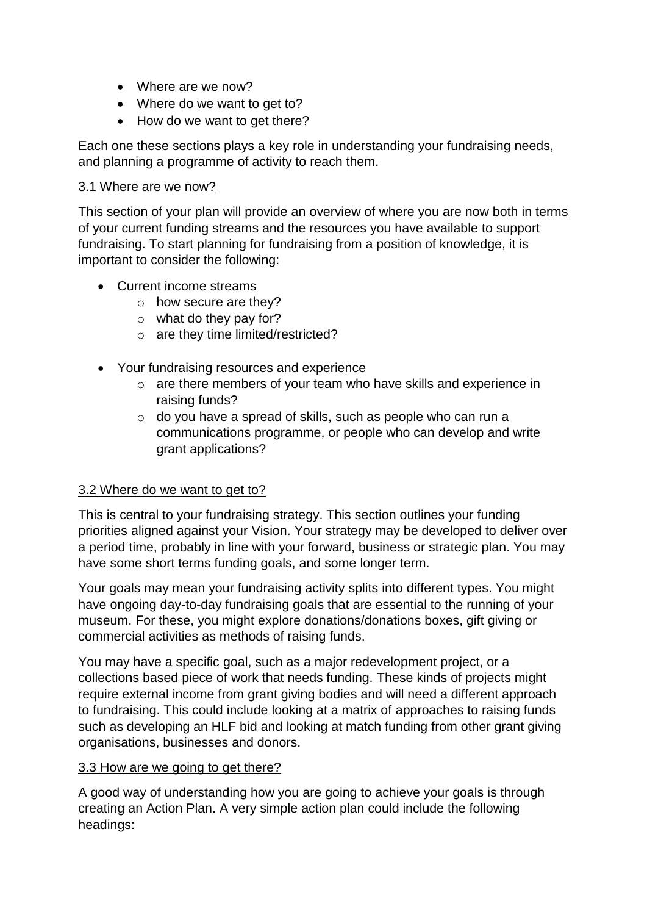- Where are we now?
- Where do we want to get to?
- How do we want to get there?

Each one these sections plays a key role in understanding your fundraising needs, and planning a programme of activity to reach them.

### 3.1 Where are we now?

This section of your plan will provide an overview of where you are now both in terms of your current funding streams and the resources you have available to support fundraising. To start planning for fundraising from a position of knowledge, it is important to consider the following:

- Current income streams
  - how secure are they?
  - what do they pay for?
  - are they time limited/restricted?

- Your fundraising resources and experience
  - are there members of your team who have skills and experience in raising funds?
  - do you have a spread of skills, such as people who can run a communications programme, or people who can develop and write grant applications?

### 3.2 Where do we want to get to?

This is central to your fundraising strategy. This section outlines your funding priorities aligned against your Vision. Your strategy may be developed to deliver over a period time, probably in line with your forward, business or strategic plan. You may have some short terms funding goals, and some longer term.

Your goals may mean your fundraising activity splits into different types. You might have ongoing day-to-day fundraising goals that are essential to the running of your museum. For these, you might explore donations/donations boxes, gift giving or commercial activities as methods of raising funds.

You may have a specific goal, such as a major redevelopment project, or a collections based piece of work that needs funding. These kinds of projects might require external income from grant giving bodies and will need a different approach to fundraising. This could include looking at a matrix of approaches to raising funds such as developing an HLF bid and looking at match funding from other grant giving organisations, businesses and donors.

### 3.3 How are we going to get there?

A good way of understanding how you are going to achieve your goals is through creating an Action Plan. A very simple action plan could include the following headings: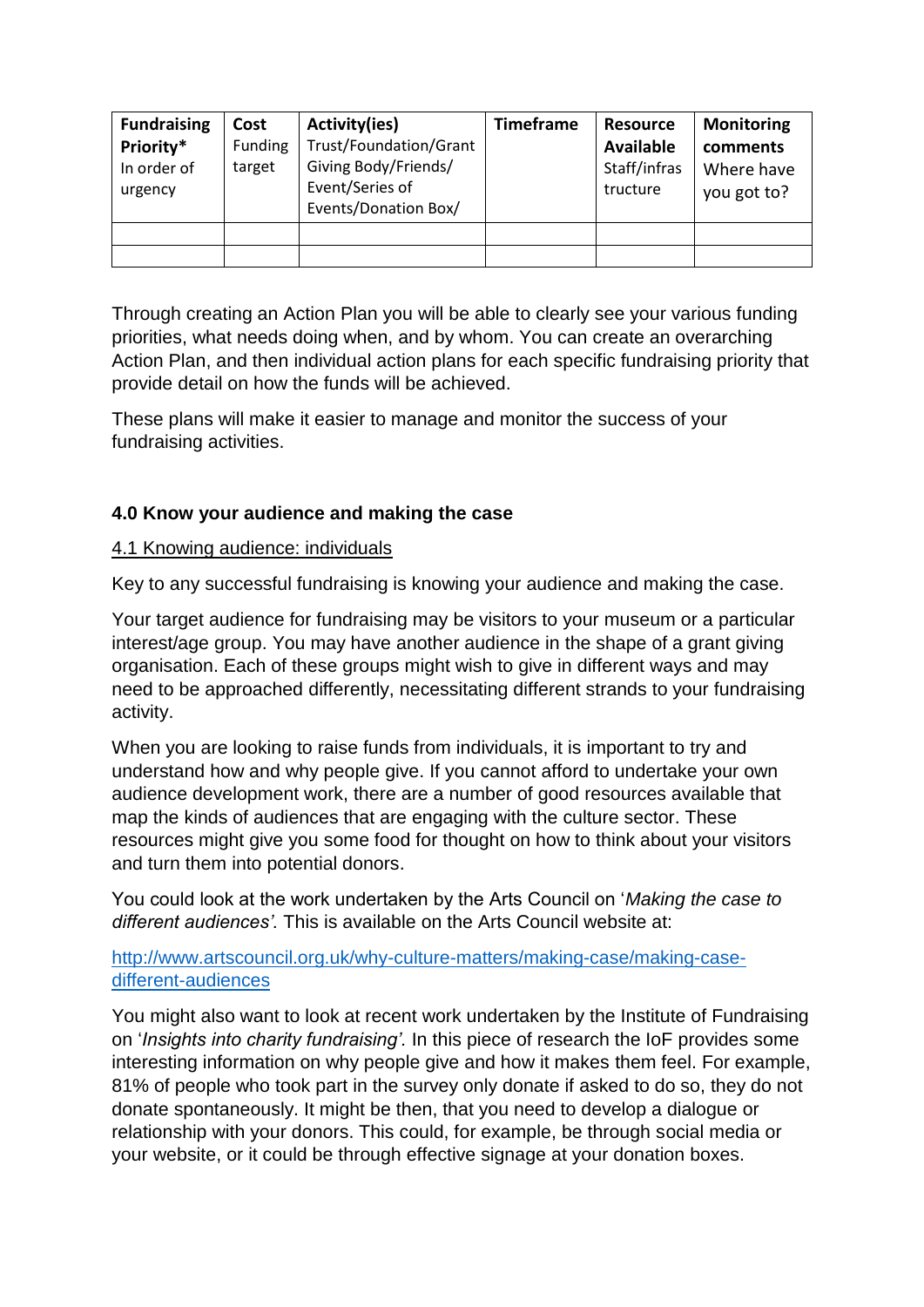| **Fundraising Priority*** In order of urgency | **Cost** Funding target | **Activity(ies)** Trust/Foundation/Grant Giving Body/Friends/ Event/Series of Events/Donation Box/ | **Timeframe** | **Resource Available** Staff/infrastructure | **Monitoring comments** Where have you got to? |
|---|---|---|---|---|---|
| | | | | | |
| | | | | | |

Through creating an Action Plan you will be able to clearly see your various funding priorities, what needs doing when, and by whom. You can create an overarching Action Plan, and then individual action plans for each specific fundraising priority that provide detail on how the funds will be achieved.

These plans will make it easier to manage and monitor the success of your fundraising activities.

### 4.0 Know your audience and making the case

#### 4.1 Knowing audience: individuals

Key to any successful fundraising is knowing your audience and making the case.

Your target audience for fundraising may be visitors to your museum or a particular interest/age group. You may have another audience in the shape of a grant giving organisation. Each of these groups might wish to give in different ways and may need to be approached differently, necessitating different strands to your fundraising activity.

When you are looking to raise funds from individuals, it is important to try and understand how and why people give. If you cannot afford to undertake your own audience development work, there are a number of good resources available that map the kinds of audiences that are engaging with the culture sector. These resources might give you some food for thought on how to think about your visitors and turn them into potential donors.

You could look at the work undertaken by the Arts Council on '*Making the case to different audiences'.* This is available on the Arts Council website at:

http://www.artscouncil.org.uk/why-culture-matters/making-case/making-case-different-audiences

You might also want to look at recent work undertaken by the Institute of Fundraising on '*Insights into charity fundraising'.* In this piece of research the IoF provides some interesting information on why people give and how it makes them feel. For example, 81% of people who took part in the survey only donate if asked to do so, they do not donate spontaneously. It might be then, that you need to develop a dialogue or relationship with your donors. This could, for example, be through social media or your website, or it could be through effective signage at your donation boxes.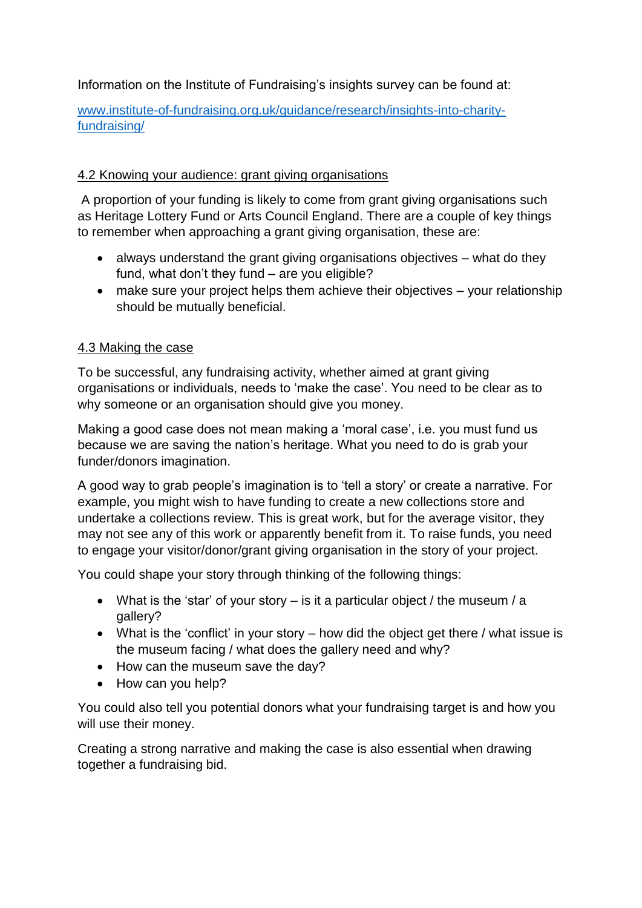Information on the Institute of Fundraising's insights survey can be found at:

[www.institute-of-fundraising.org.uk/guidance/research/insights-into-charity-fundraising/](www.institute-of-fundraising.org.uk/guidance/research/insights-into-charity-fundraising/)

## 4.2 Knowing your audience: grant giving organisations

A proportion of your funding is likely to come from grant giving organisations such as Heritage Lottery Fund or Arts Council England. There are a couple of key things to remember when approaching a grant giving organisation, these are:

- always understand the grant giving organisations objectives – what do they fund, what don't they fund – are you eligible?
- make sure your project helps them achieve their objectives – your relationship should be mutually beneficial.

## 4.3 Making the case

To be successful, any fundraising activity, whether aimed at grant giving organisations or individuals, needs to 'make the case'. You need to be clear as to why someone or an organisation should give you money.

Making a good case does not mean making a 'moral case', i.e. you must fund us because we are saving the nation's heritage. What you need to do is grab your funder/donors imagination.

A good way to grab people's imagination is to 'tell a story' or create a narrative. For example, you might wish to have funding to create a new collections store and undertake a collections review. This is great work, but for the average visitor, they may not see any of this work or apparently benefit from it. To raise funds, you need to engage your visitor/donor/grant giving organisation in the story of your project.

You could shape your story through thinking of the following things:

- What is the 'star' of your story – is it a particular object / the museum / a gallery?
- What is the 'conflict' in your story – how did the object get there / what issue is the museum facing / what does the gallery need and why?
- How can the museum save the day?
- How can you help?

You could also tell you potential donors what your fundraising target is and how you will use their money.

Creating a strong narrative and making the case is also essential when drawing together a fundraising bid.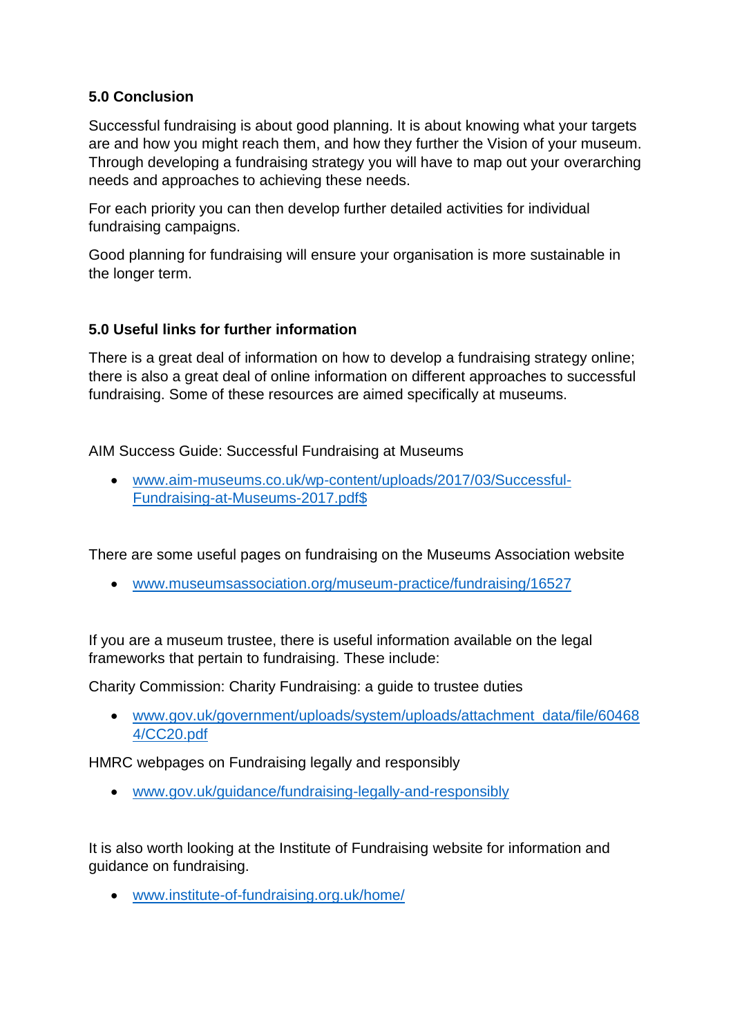## 5.0 Conclusion

Successful fundraising is about good planning. It is about knowing what your targets are and how you might reach them, and how they further the Vision of your museum. Through developing a fundraising strategy you will have to map out your overarching needs and approaches to achieving these needs.

For each priority you can then develop further detailed activities for individual fundraising campaigns.

Good planning for fundraising will ensure your organisation is more sustainable in the longer term.

## 5.0 Useful links for further information

There is a great deal of information on how to develop a fundraising strategy online; there is also a great deal of online information on different approaches to successful fundraising. Some of these resources are aimed specifically at museums.

AIM Success Guide: Successful Fundraising at Museums

- www.aim-museums.co.uk/wp-content/uploads/2017/03/Successful-Fundraising-at-Museums-2017.pdf$

There are some useful pages on fundraising on the Museums Association website

- www.museumsassociation.org/museum-practice/fundraising/16527

If you are a museum trustee, there is useful information available on the legal frameworks that pertain to fundraising. These include:

Charity Commission: Charity Fundraising: a guide to trustee duties

- www.gov.uk/government/uploads/system/uploads/attachment_data/file/604684/CC20.pdf

HMRC webpages on Fundraising legally and responsibly

- www.gov.uk/guidance/fundraising-legally-and-responsibly

It is also worth looking at the Institute of Fundraising website for information and guidance on fundraising.

- www.institute-of-fundraising.org.uk/home/